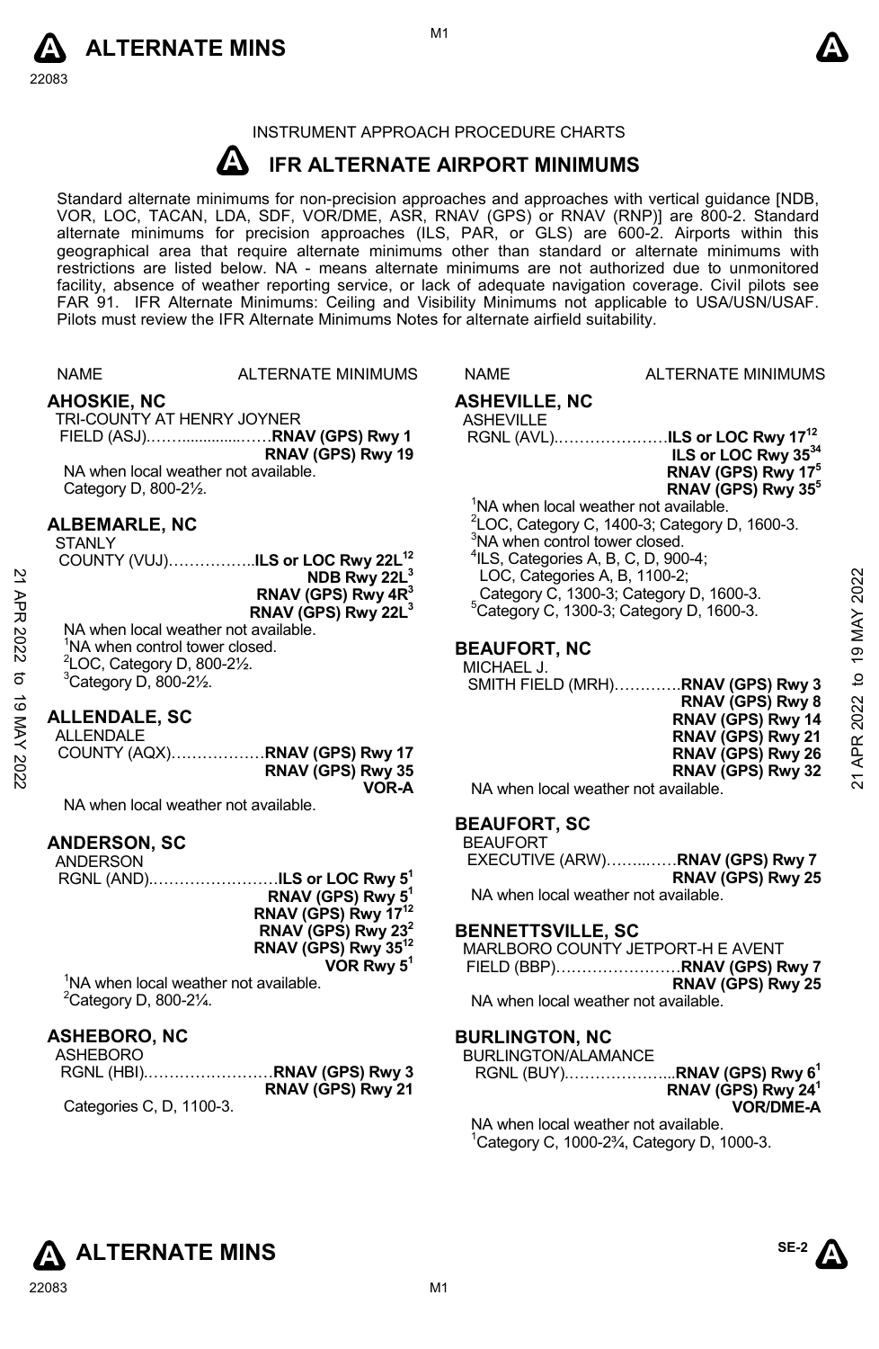INSTRUMENT APPROACH PROCEDURE CHARTS

# IFR ALTERNATE AIRPORT MINIMUMS

Standard alternate minimums for non-precision approaches and approaches with vertical guidance [NDB, VOR, LOC, TACAN, LDA, SDF, VOR/DME, ASR, RNAV (GPS) or RNAV (RNP)] are 800-2. Standard alternate minimums for precision approaches (ILS, PAR, or GLS) are 600-2. Airports within this geographical area that require alternate minimums other than standard or alternate minimums with restrictions are listed below. NA - means alternate minimums are not authorized due to unmonitored facility, absence of weather reporting service, or lack of adequate navigation coverage. Civil pilots see FAR 91. IFR Alternate Minimums: Ceiling and Visibility Minimums not applicable to USA/USN/USAF. Pilots must review the IFR Alternate Minimums Notes for alternate airfield suitability.

NAME — ALTERNATE MINIMUMS

## AHOSKIE, NC

TRI-COUNTY AT HENRY JOYNER FIELD (ASJ)……..............……**RNAV (GPS) Rwy 1**
**RNAV (GPS) Rwy 19**

NA when local weather not available.
Category D, 800-2½.

## ALBEMARLE, NC

STANLY COUNTY (VUJ)……………..**ILS or LOC Rwy 22L[1,2]**
**NDB Rwy 22L[3]**
**RNAV (GPS) Rwy 4R[3]**
**RNAV (GPS) Rwy 22L[3]**

NA when local weather not available.
[1]NA when control tower closed.
[2]LOC, Category D, 800-2½.
[3]Category D, 800-2½.

## ALLENDALE, SC

ALLENDALE COUNTY (AQX)………………**RNAV (GPS) Rwy 17**
**RNAV (GPS) Rwy 35**
**VOR-A**

NA when local weather not available.

## ANDERSON, SC

ANDERSON RGNL (AND).……………………**ILS or LOC Rwy 5[1]**
**RNAV (GPS) Rwy 5[1]**
**RNAV (GPS) Rwy 17[1,2]**
**RNAV (GPS) Rwy 23[2]**
**RNAV (GPS) Rwy 35[1,2]**
**VOR Rwy 5[1]**

[1]NA when local weather not available.
[2]Category D, 800-2¼.

## ASHEBORO, NC

ASHEBORO RGNL (HBI).……….……………**RNAV (GPS) Rwy 3**
**RNAV (GPS) Rwy 21**

Categories C, D, 1100-3.

## ASHEVILLE, NC

ASHEVILLE RGNL (AVL).…………………**ILS or LOC Rwy 17[1,2]**
**ILS or LOC Rwy 35[3,4]**
**RNAV (GPS) Rwy 17[5]**
**RNAV (GPS) Rwy 35[5]**

[1]NA when local weather not available.
[2]LOC, Category C, 1400-3; Category D, 1600-3.
[3]NA when control tower closed.
[4]ILS, Categories A, B, C, D, 900-4;
LOC, Categories A, B, 1100-2;
Category C, 1300-3; Category D, 1600-3.
[5]Category C, 1300-3; Category D, 1600-3.

## BEAUFORT, NC

MICHAEL J. SMITH FIELD (MRH)…………**RNAV (GPS) Rwy 3**
**RNAV (GPS) Rwy 8**
**RNAV (GPS) Rwy 14**
**RNAV (GPS) Rwy 21**
**RNAV (GPS) Rwy 26**
**RNAV (GPS) Rwy 32**

NA when local weather not available.

## BEAUFORT, SC

BEAUFORT EXECUTIVE (ARW)……...……**RNAV (GPS) Rwy 7**
**RNAV (GPS) Rwy 25**

NA when local weather not available.

## BENNETTSVILLE, SC

MARLBORO COUNTY JETPORT-H E AVENT FIELD (BBP)……………………**RNAV (GPS) Rwy 7**
**RNAV (GPS) Rwy 25**

NA when local weather not available.

## BURLINGTON, NC

BURLINGTON/ALAMANCE RGNL (BUY).………………...**RNAV (GPS) Rwy 6[1]**
**RNAV (GPS) Rwy 24[1]**
**VOR/DME-A**

NA when local weather not available.
[1]Category C, 1000-2¾, Category D, 1000-3.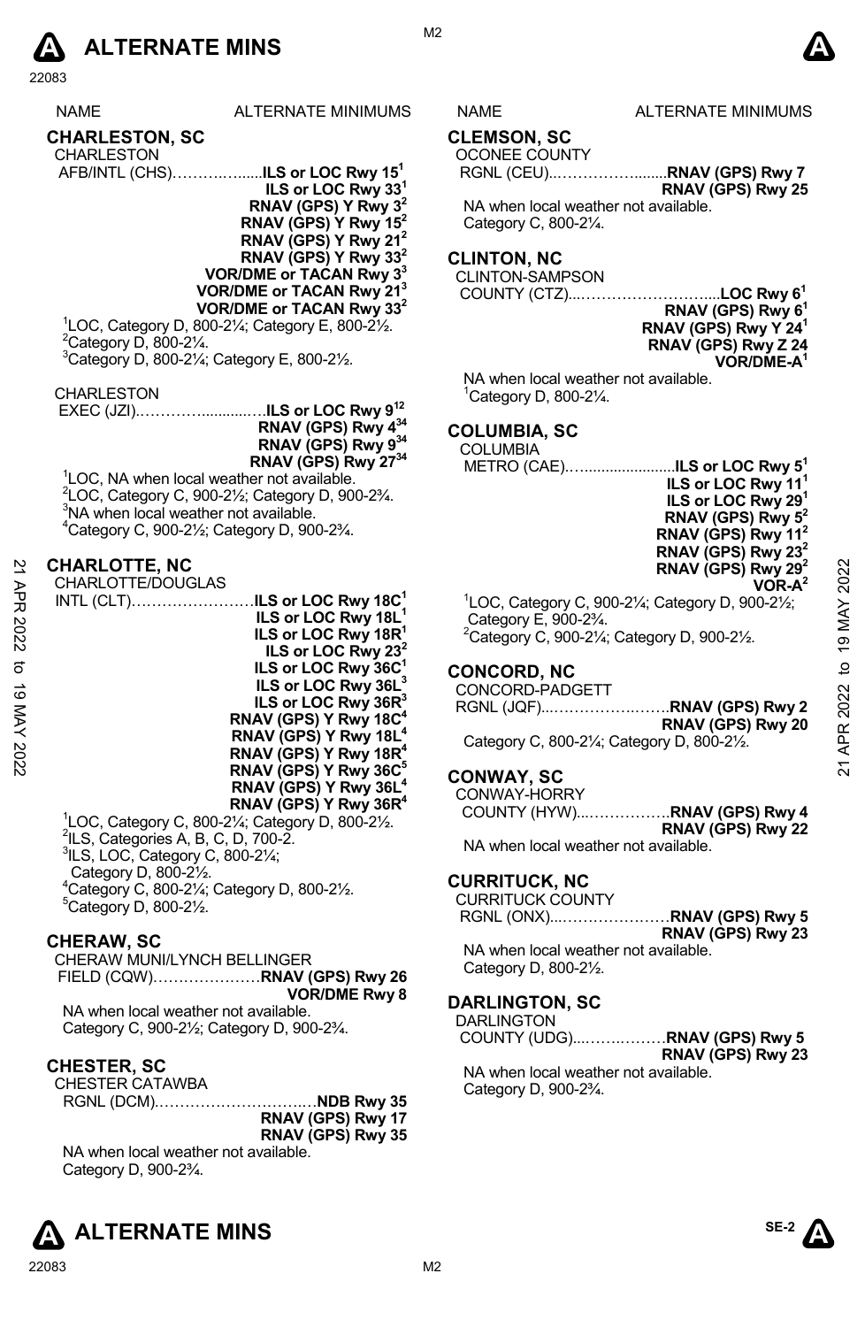# ALTERNATE MINS

| NAME | ALTERNATE MINIMUMS |
|---|---|

## CHARLESTON, SC

CHARLESTON AFB/INTL (CHS)……………......**ILS or LOC Rwy 15**[1]
**ILS or LOC Rwy 33**[1]
**RNAV (GPS) Y Rwy 3**[2]
**RNAV (GPS) Y Rwy 15**[2]
**RNAV (GPS) Y Rwy 21**[2]
**RNAV (GPS) Y Rwy 33**[2]
**VOR/DME or TACAN Rwy 3**[3]
**VOR/DME or TACAN Rwy 21**[3]
**VOR/DME or TACAN Rwy 33**[2]

[1]LOC, Category D, 800-2¼; Category E, 800-2½.
[2]Category D, 800-2¼.
[3]Category D, 800-2¼; Category E, 800-2½.

CHARLESTON EXEC (JZI)……………...........**ILS or LOC Rwy 9**[12]
**RNAV (GPS) Rwy 4**[34]
**RNAV (GPS) Rwy 9**[34]
**RNAV (GPS) Rwy 27**[34]

[1]LOC, NA when local weather not available.
[2]LOC, Category C, 900-2½; Category D, 900-2¾.
[3]NA when local weather not available.
[4]Category C, 900-2½; Category D, 900-2¾.

## CHARLOTTE, NC

CHARLOTTE/DOUGLAS INTL (CLT)……………………**ILS or LOC Rwy 18C**[1]
**ILS or LOC Rwy 18L**[1]
**ILS or LOC Rwy 18R**[1]
**ILS or LOC Rwy 23**[2]
**ILS or LOC Rwy 36C**[1]
**ILS or LOC Rwy 36L**[3]
**ILS or LOC Rwy 36R**[3]
**RNAV (GPS) Y Rwy 18C**[4]
**RNAV (GPS) Y Rwy 18L**[4]
**RNAV (GPS) Y Rwy 18R**[4]
**RNAV (GPS) Y Rwy 36C**[5]
**RNAV (GPS) Y Rwy 36L**[4]
**RNAV (GPS) Y Rwy 36R**[4]

[1]LOC, Category C, 800-2¼; Category D, 800-2½.
[2]ILS, Categories A, B, C, D, 700-2.
[3]ILS, LOC, Category C, 800-2¼; Category D, 800-2½.
[4]Category C, 800-2¼; Category D, 800-2½.
[5]Category D, 800-2½.

## CHERAW, SC

CHERAW MUNI/LYNCH BELLINGER FIELD (CQW)…………………**RNAV (GPS) Rwy 26**
**VOR/DME Rwy 8**

NA when local weather not available.
Category C, 900-2½; Category D, 900-2¾.

## CHESTER, SC

CHESTER CATAWBA RGNL (DCM)…………………………..**NDB Rwy 35**
**RNAV (GPS) Rwy 17**
**RNAV (GPS) Rwy 35**

NA when local weather not available.
Category D, 900-2¾.

## CLEMSON, SC

OCONEE COUNTY RGNL (CEU)……………….......**RNAV (GPS) Rwy 7**
**RNAV (GPS) Rwy 25**

NA when local weather not available.
Category C, 800-2¼.

## CLINTON, NC

CLINTON-SAMPSON COUNTY (CTZ)……………………….....**LOC Rwy 6**[1]
**RNAV (GPS) Rwy 6**[1]
**RNAV (GPS) Rwy Y 24**[1]
**RNAV (GPS) Rwy Z 24**
**VOR/DME-A**[1]

NA when local weather not available.
[1]Category D, 800-2¼.

## COLUMBIA, SC

COLUMBIA METRO (CAE)…....................**ILS or LOC Rwy 5**[1]
**ILS or LOC Rwy 11**[1]
**ILS or LOC Rwy 29**[1]
**RNAV (GPS) Rwy 5**[2]
**RNAV (GPS) Rwy 11**[2]
**RNAV (GPS) Rwy 23**[2]
**RNAV (GPS) Rwy 29**[2]
**VOR-A**[2]

[1]LOC, Category C, 900-2¼; Category D, 900-2½; Category E, 900-2¾.
[2]Category C, 900-2¼; Category D, 900-2½.

## CONCORD, NC

CONCORD-PADGETT RGNL (JQF)....……………..…….**RNAV (GPS) Rwy 2**
**RNAV (GPS) Rwy 20**

Category C, 800-2¼; Category D, 800-2½.

## CONWAY, SC

CONWAY-HORRY COUNTY (HYW)....……………..**RNAV (GPS) Rwy 4**
**RNAV (GPS) Rwy 22**

NA when local weather not available.

## CURRITUCK, NC

CURRITUCK COUNTY RGNL (ONX)....…………………**RNAV (GPS) Rwy 5**
**RNAV (GPS) Rwy 23**

NA when local weather not available.
Category D, 800-2½.

## DARLINGTON, SC

DARLINGTON COUNTY (UDG)....……..………**RNAV (GPS) Rwy 5**
**RNAV (GPS) Rwy 23**

NA when local weather not available.
Category D, 900-2¾.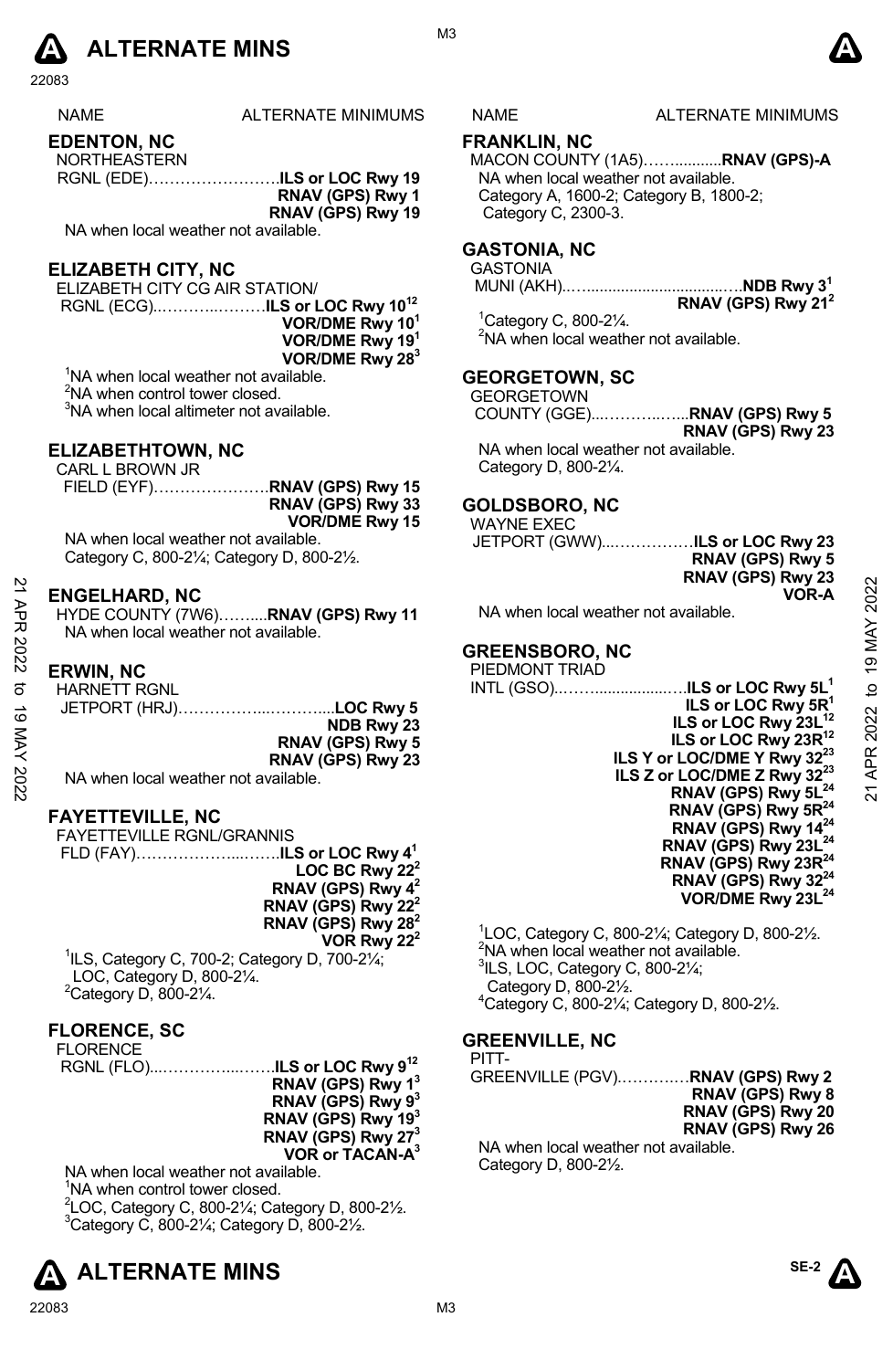# ALTERNATE MINS

| NAME | ALTERNATE MINIMUMS |
|---|---|

## EDENTON, NC

NORTHEASTERN RGNL (EDE)……………………**ILS or LOC Rwy 19**
**RNAV (GPS) Rwy 1**
**RNAV (GPS) Rwy 19**

NA when local weather not available.

## ELIZABETH CITY, NC

ELIZABETH CITY CG AIR STATION/ RGNL (ECG)……………**ILS or LOC Rwy 10**[12]
**VOR/DME Rwy 10**[1]
**VOR/DME Rwy 19**[1]
**VOR/DME Rwy 28**[3]

[1]NA when local weather not available.
[2]NA when control tower closed.
[3]NA when local altimeter not available.

## ELIZABETHTOWN, NC

CARL L BROWN JR FIELD (EYF)…………………**RNAV (GPS) Rwy 15**
**RNAV (GPS) Rwy 33**
**VOR/DME Rwy 15**

NA when local weather not available.
Category C, 800-2¼; Category D, 800-2½.

## ENGELHARD, NC

HYDE COUNTY (7W6)……...**RNAV (GPS) Rwy 11**

NA when local weather not available.

## ERWIN, NC

HARNETT RGNL JETPORT (HRJ)…………………………**LOC Rwy 5**
**NDB Rwy 23**
**RNAV (GPS) Rwy 5**
**RNAV (GPS) Rwy 23**

NA when local weather not available.

## FAYETTEVILLE, NC

FAYETTEVILLE RGNL/GRANNIS FLD (FAY)…………………**ILS or LOC Rwy 4**[1]
**LOC BC Rwy 22**[2]
**RNAV (GPS) Rwy 4**[2]
**RNAV (GPS) Rwy 22**[2]
**RNAV (GPS) Rwy 28**[2]
**VOR Rwy 22**[2]

[1]ILS, Category C, 700-2; Category D, 700-2¼; LOC, Category D, 800-2¼.
[2]Category D, 800-2¼.

## FLORENCE, SC

FLORENCE RGNL (FLO)…………………**ILS or LOC Rwy 9**[12]
**RNAV (GPS) Rwy 1**[3]
**RNAV (GPS) Rwy 9**[3]
**RNAV (GPS) Rwy 19**[3]
**RNAV (GPS) Rwy 27**[3]
**VOR or TACAN-A**[3]

NA when local weather not available.
[1]NA when control tower closed.
[2]LOC, Category C, 800-2¼; Category D, 800-2½.
[3]Category C, 800-2¼; Category D, 800-2½.

## FRANKLIN, NC

MACON COUNTY (1A5)……...........**RNAV (GPS)-A**

NA when local weather not available.
Category A, 1600-2; Category B, 1800-2; Category C, 2300-3.

## GASTONIA, NC

GASTONIA MUNI (AKH)……………………………**NDB Rwy 3**[1]
**RNAV (GPS) Rwy 21**[2]

[1]Category C, 800-2¼.
[2]NA when local weather not available.

## GEORGETOWN, SC

GEORGETOWN COUNTY (GGE)…………….....**RNAV (GPS) Rwy 5**
**RNAV (GPS) Rwy 23**

NA when local weather not available.
Category D, 800-2¼.

## GOLDSBORO, NC

WAYNE EXEC JETPORT (GWW)………………**ILS or LOC Rwy 23**
**RNAV (GPS) Rwy 5**
**RNAV (GPS) Rwy 23**
**VOR-A**

NA when local weather not available.

## GREENSBORO, NC

PIEDMONT TRIAD INTL (GSO)…………………**ILS or LOC Rwy 5L**[1]
**ILS or LOC Rwy 5R**[1]
**ILS or LOC Rwy 23L**[12]
**ILS or LOC Rwy 23R**[12]
**ILS Y or LOC/DME Y Rwy 32**[23]
**ILS Z or LOC/DME Z Rwy 32**[23]
**RNAV (GPS) Rwy 5L**[24]
**RNAV (GPS) Rwy 5R**[24]
**RNAV (GPS) Rwy 14**[24]
**RNAV (GPS) Rwy 23L**[24]
**RNAV (GPS) Rwy 23R**[24]
**RNAV (GPS) Rwy 32**[24]
**VOR/DME Rwy 23L**[24]

[1]LOC, Category C, 800-2¼; Category D, 800-2½.
[2]NA when local weather not available.
[3]ILS, LOC, Category C, 800-2¼; Category D, 800-2½.
[4]Category C, 800-2¼; Category D, 800-2½.

## GREENVILLE, NC

PITT-GREENVILLE (PGV)…………….**RNAV (GPS) Rwy 2**
**RNAV (GPS) Rwy 8**
**RNAV (GPS) Rwy 20**
**RNAV (GPS) Rwy 26**

NA when local weather not available.
Category D, 800-2½.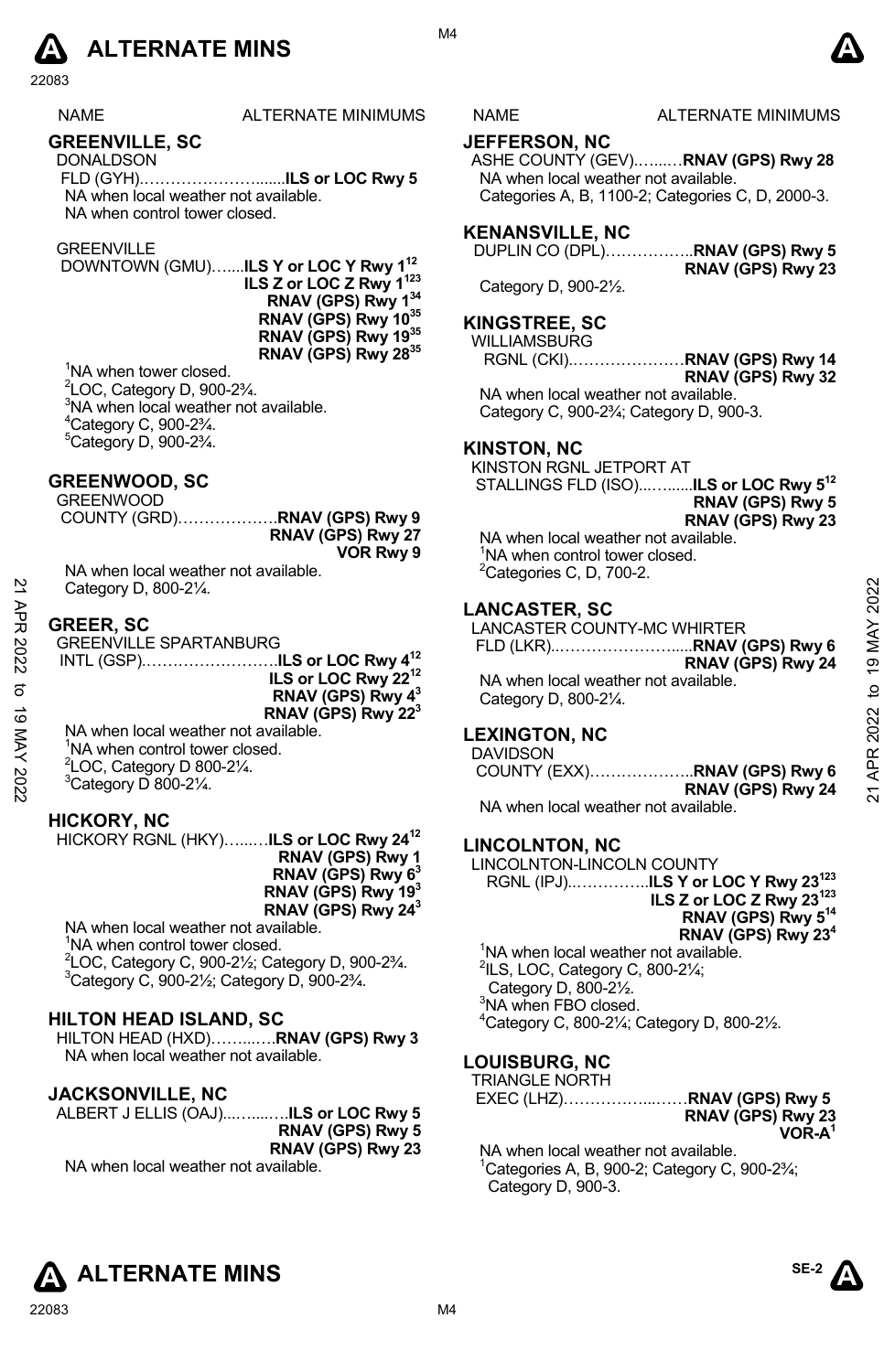| NAME | ALTERNATE MINIMUMS |
|---|---|

## GREENVILLE, SC

DONALDSON FLD (GYH)……………………......ILS or LOC Rwy 5

NA when local weather not available.
NA when control tower closed.

GREENVILLE DOWNTOWN (GMU)….....**ILS Y or LOC Y Rwy 1**[12]
**ILS Z or LOC Z Rwy 1**[123]
**RNAV (GPS) Rwy 1**[34]
**RNAV (GPS) Rwy 10**[35]
**RNAV (GPS) Rwy 19**[35]
**RNAV (GPS) Rwy 28**[35]

[1]NA when tower closed.
[2]LOC, Category D, 900-2¾.
[3]NA when local weather not available.
[4]Category C, 900-2¾.
[5]Category D, 900-2¾.

## GREENWOOD, SC

GREENWOOD COUNTY (GRD)……………….**RNAV (GPS) Rwy 9**
**RNAV (GPS) Rwy 27**
**VOR Rwy 9**

NA when local weather not available.
Category D, 800-2¼.

## GREER, SC

GREENVILLE SPARTANBURG INTL (GSP)……………………..**ILS or LOC Rwy 4**[12]
**ILS or LOC Rwy 22**[12]
**RNAV (GPS) Rwy 4**[3]
**RNAV (GPS) Rwy 22**[3]

NA when local weather not available.
[1]NA when control tower closed.
[2]LOC, Category D 800-2¼.
[3]Category D 800-2¼.

## HICKORY, NC

HICKORY RGNL (HKY)…...…**ILS or LOC Rwy 24**[12]
**RNAV (GPS) Rwy 1**
**RNAV (GPS) Rwy 6**[3]
**RNAV (GPS) Rwy 19**[3]
**RNAV (GPS) Rwy 24**[3]

NA when local weather not available.
[1]NA when control tower closed.
[2]LOC, Category C, 900-2½; Category D, 900-2¾.
[3]Category C, 900-2½; Category D, 900-2¾.

## HILTON HEAD ISLAND, SC

HILTON HEAD (HXD)……..….**RNAV (GPS) Rwy 3**

NA when local weather not available.

## JACKSONVILLE, NC

ALBERT J ELLIS (OAJ)...…...….**ILS or LOC Rwy 5**
**RNAV (GPS) Rwy 5**
**RNAV (GPS) Rwy 23**

NA when local weather not available.

## JEFFERSON, NC

ASHE COUNTY (GEV)……..…**RNAV (GPS) Rwy 28**

NA when local weather not available.
Categories A, B, 1100-2; Categories C, D, 2000-3.

## KENANSVILLE, NC

DUPLIN CO (DPL)……………..**RNAV (GPS) Rwy 5**
**RNAV (GPS) Rwy 23**

Category D, 900-2½.

## KINGSTREE, SC

WILLIAMSBURG RGNL (CKI).…………………**RNAV (GPS) Rwy 14**
**RNAV (GPS) Rwy 32**

NA when local weather not available.
Category C, 900-2¾; Category D, 900-3.

## KINSTON, NC

KINSTON RGNL JETPORT AT STALLINGS FLD (ISO)...….....**ILS or LOC Rwy 5**[12]
**RNAV (GPS) Rwy 5**
**RNAV (GPS) Rwy 23**

NA when local weather not available.
[1]NA when control tower closed.
[2]Categories C, D, 700-2.

## LANCASTER, SC

LANCASTER COUNTY-MC WHIRTER FLD (LKR)..…………………....**RNAV (GPS) Rwy 6**
**RNAV (GPS) Rwy 24**

NA when local weather not available.
Category D, 800-2¼.

## LEXINGTON, NC

DAVIDSON COUNTY (EXX)………………..**RNAV (GPS) Rwy 6**
**RNAV (GPS) Rwy 24**

NA when local weather not available.

## LINCOLNTON, NC

LINCOLNTON-LINCOLN COUNTY RGNL (IPJ)..…………..**ILS Y or LOC Y Rwy 23**[123]
**ILS Z or LOC Z Rwy 23**[123]
**RNAV (GPS) Rwy 5**[14]
**RNAV (GPS) Rwy 23**[4]

[1]NA when local weather not available.
[2]ILS, LOC, Category C, 800-2¼; Category D, 800-2½.
[3]NA when FBO closed.
[4]Category C, 800-2¼; Category D, 800-2½.

## LOUISBURG, NC

TRIANGLE NORTH EXEC (LHZ)……………....……**RNAV (GPS) Rwy 5**
**RNAV (GPS) Rwy 23**
**VOR-A**[1]

NA when local weather not available.
[1]Categories A, B, 900-2; Category C, 900-2¾; Category D, 900-3.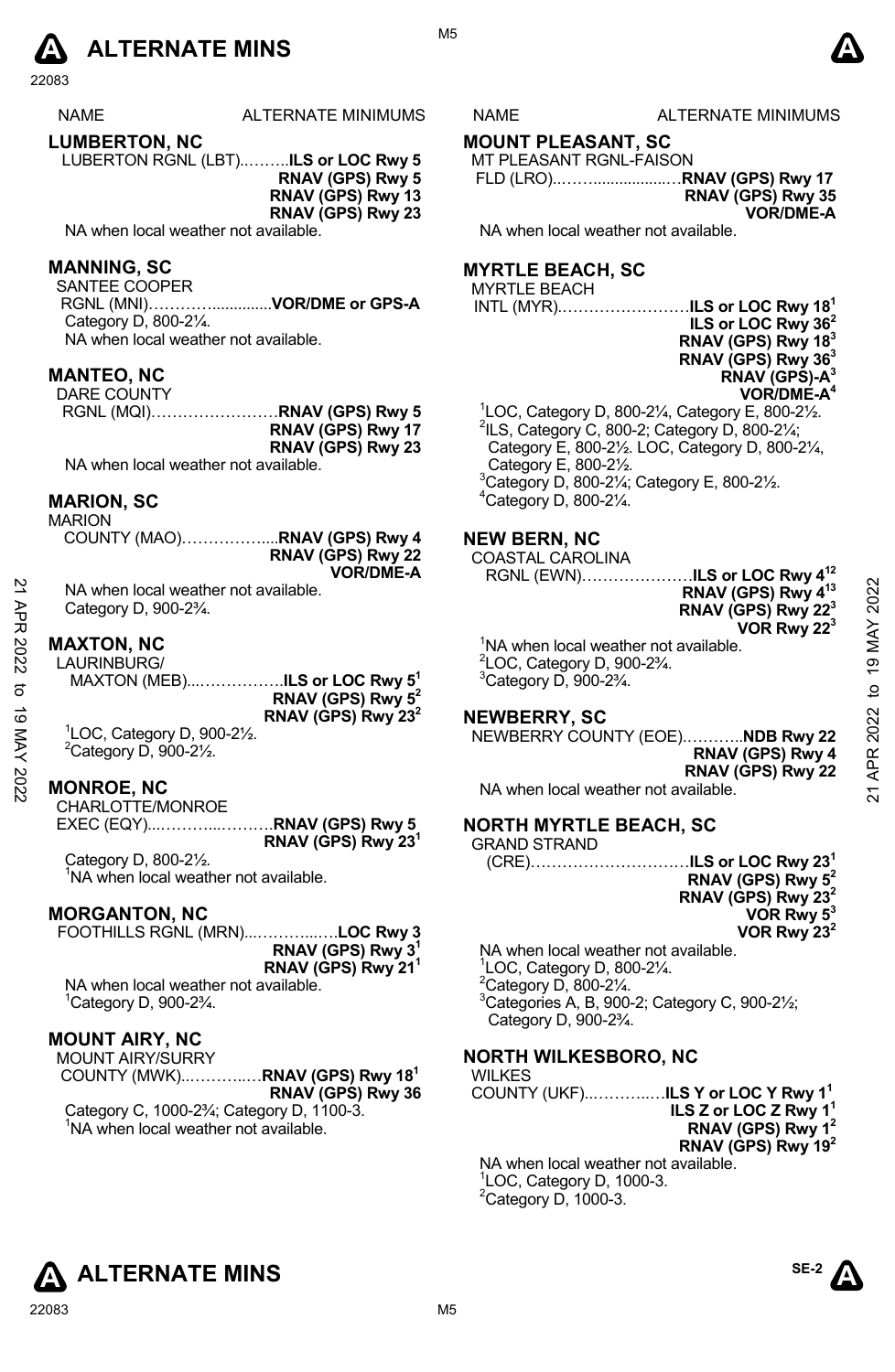# ALTERNATE MINS

| NAME | ALTERNATE MINIMUMS |
|---|---|

## LUMBERTON, NC

LUBERTON RGNL (LBT)……….**ILS or LOC Rwy 5**
**RNAV (GPS) Rwy 5**
**RNAV (GPS) Rwy 13**
**RNAV (GPS) Rwy 23**

NA when local weather not available.

## MANNING, SC

SANTEE COOPER
RGNL (MNI)…………..............**VOR/DME or GPS-A**

Category D, 800-2¼.
NA when local weather not available.

## MANTEO, NC

DARE COUNTY
RGNL (MQI)……………………**RNAV (GPS) Rwy 5**
**RNAV (GPS) Rwy 17**
**RNAV (GPS) Rwy 23**

NA when local weather not available.

## MARION, SC

MARION
COUNTY (MAO)……………....**RNAV (GPS) Rwy 4**
**RNAV (GPS) Rwy 22**
**VOR/DME-A**

NA when local weather not available.
Category D, 900-2¾.

## MAXTON, NC

LAURINBURG/
MAXTON (MEB)...…………….**ILS or LOC Rwy 5**[1]
**RNAV (GPS) Rwy 5**[2]
**RNAV (GPS) Rwy 23**[2]

[1]LOC, Category D, 900-2½.
[2]Category D, 900-2½.

## MONROE, NC

CHARLOTTE/MONROE
EXEC (EQY)...………....……..**RNAV (GPS) Rwy 5**
**RNAV (GPS) Rwy 23**[1]

Category D, 800-2½.
[1]NA when local weather not available.

## MORGANTON, NC

FOOTHILLS RGNL (MRN)...………...….**LOC Rwy 3**
**RNAV (GPS) Rwy 3**[1]
**RNAV (GPS) Rwy 21**[1]

NA when local weather not available.
[1]Category D, 900-2¾.

## MOUNT AIRY, NC

MOUNT AIRY/SURRY
COUNTY (MWK)..………..…**RNAV (GPS) Rwy 18**[1]
**RNAV (GPS) Rwy 36**

Category C, 1000-2¾; Category D, 1100-3.
[1]NA when local weather not available.

## MOUNT PLEASANT, SC

MT PLEASANT RGNL-FAISON
FLD (LRO)...……..................…**RNAV (GPS) Rwy 17**
**RNAV (GPS) Rwy 35**
**VOR/DME-A**

NA when local weather not available.

## MYRTLE BEACH, SC

MYRTLE BEACH
INTL (MYR).……………………**ILS or LOC Rwy 18**[1]
**ILS or LOC Rwy 36**[2]
**RNAV (GPS) Rwy 18**[3]
**RNAV (GPS) Rwy 36**[3]
**RNAV (GPS)-A**[3]
**VOR/DME-A**[4]

[1]LOC, Category D, 800-2¼, Category E, 800-2½.
[2]ILS, Category C, 800-2; Category D, 800-2¼; Category E, 800-2½. LOC, Category D, 800-2¼, Category E, 800-2½.
[3]Category D, 800-2¼; Category E, 800-2½.
[4]Category D, 800-2¼.

## NEW BERN, NC

COASTAL CAROLINA
RGNL (EWN)…………………**ILS or LOC Rwy 4**[12]
**RNAV (GPS) Rwy 4**[13]
**RNAV (GPS) Rwy 22**[3]
**VOR Rwy 22**[3]

[1]NA when local weather not available.
[2]LOC, Category D, 900-2¾.
[3]Category D, 900-2¾.

## NEWBERRY, SC

NEWBERRY COUNTY (EOE)………..**NDB Rwy 22**
**RNAV (GPS) Rwy 4**
**RNAV (GPS) Rwy 22**

NA when local weather not available.

## NORTH MYRTLE BEACH, SC

GRAND STRAND
(CRE)…………………………**ILS or LOC Rwy 23**[1]
**RNAV (GPS) Rwy 5**[2]
**RNAV (GPS) Rwy 23**[2]
**VOR Rwy 5**[3]
**VOR Rwy 23**[2]

NA when local weather not available.
[1]LOC, Category D, 800-2¼.
[2]Category D, 800-2¼.
[3]Categories A, B, 900-2; Category C, 900-2½; Category D, 900-2¾.

## NORTH WILKESBORO, NC

WILKES
COUNTY (UKF)..………..…**ILS Y or LOC Y Rwy 1**[1]
**ILS Z or LOC Z Rwy 1**[1]
**RNAV (GPS) Rwy 1**[2]
**RNAV (GPS) Rwy 19**[2]

NA when local weather not available.
[1]LOC, Category D, 1000-3.
[2]Category D, 1000-3.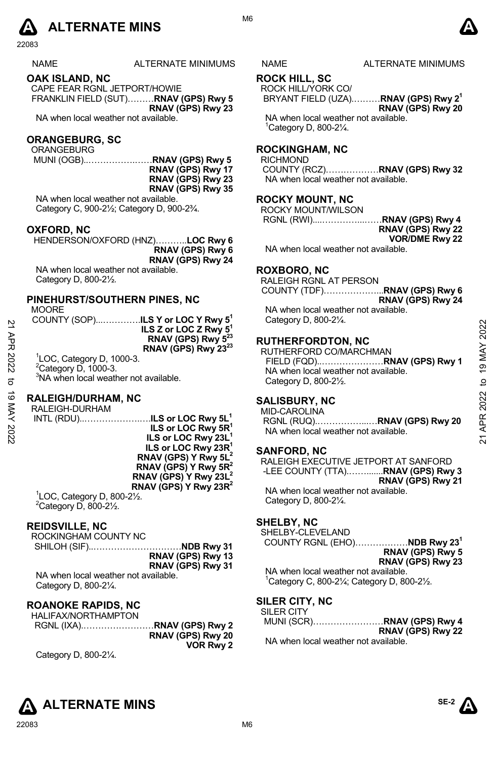# ALTERNATE MINS

| NAME | ALTERNATE MINIMUMS |
|---|---|

## OAK ISLAND, NC

CAPE FEAR RGNL JETPORT/HOWIE FRANKLIN FIELD (SUT)………**RNAV (GPS) Rwy 5**
**RNAV (GPS) Rwy 23**

NA when local weather not available.

## ORANGEBURG, SC

ORANGEBURG MUNI (OGB)..………………**RNAV (GPS) Rwy 5**
**RNAV (GPS) Rwy 17**
**RNAV (GPS) Rwy 23**
**RNAV (GPS) Rwy 35**

NA when local weather not available.
Category C, 900-2½; Category D, 900-2¾.

## OXFORD, NC

HENDERSON/OXFORD (HNZ)………..**LOC Rwy 6**
**RNAV (GPS) Rwy 6**
**RNAV (GPS) Rwy 24**

NA when local weather not available.
Category D, 800-2½.

## PINEHURST/SOUTHERN PINES, NC

MOORE COUNTY (SOP)...…………..**ILS Y or LOC Y Rwy 5**[1]
**ILS Z or LOC Z Rwy 5**[1]
**RNAV (GPS) Rwy 5**[23]
**RNAV (GPS) Rwy 23**[23]

[1]LOC, Category D, 1000-3.
[2]Category D, 1000-3.
[3]NA when local weather not available.

## RALEIGH/DURHAM, NC

RALEIGH-DURHAM INTL (RDU)..…………………**ILS or LOC Rwy 5L**[1]
**ILS or LOC Rwy 5R**[1]
**ILS or LOC Rwy 23L**[1]
**ILS or LOC Rwy 23R**[1]
**RNAV (GPS) Y Rwy 5L**[2]
**RNAV (GPS) Y Rwy 5R**[2]
**RNAV (GPS) Y Rwy 23L**[2]
**RNAV (GPS) Y Rwy 23R**[2]

[1]LOC, Category D, 800-2½.
[2]Category D, 800-2½.

## REIDSVILLE, NC

ROCKINGHAM COUNTY NC SHILOH (SIF)..…………………………**NDB Rwy 31**
**RNAV (GPS) Rwy 13**
**RNAV (GPS) Rwy 31**

NA when local weather not available.
Category D, 800-2¼.

## ROANOKE RAPIDS, NC

HALIFAX/NORTHAMPTON RGNL (IXA)……………………**RNAV (GPS) Rwy 2**
**RNAV (GPS) Rwy 20**
**VOR Rwy 2**

Category D, 800-2¼.

## ROCK HILL, SC

ROCK HILL/YORK CO/ BRYANT FIELD (UZA)..………**RNAV (GPS) Rwy 2**[1]
**RNAV (GPS) Rwy 20**

NA when local weather not available.
[1]Category D, 800-2¼.

## ROCKINGHAM, NC

RICHMOND COUNTY (RCZ)………………**RNAV (GPS) Rwy 32**

NA when local weather not available.

## ROCKY MOUNT, NC

ROCKY MOUNT/WILSON RGNL (RWI)....…………...……**RNAV (GPS) Rwy 4**
**RNAV (GPS) Rwy 22**
**VOR/DME Rwy 22**

NA when local weather not available.

## ROXBORO, NC

RALEIGH RGNL AT PERSON COUNTY (TDF)………………...**RNAV (GPS) Rwy 6**
**RNAV (GPS) Rwy 24**

NA when local weather not available.
Category D, 800-2¼.

## RUTHERFORDTON, NC

RUTHERFORD CO/MARCHMAN FIELD (FQD)..…………………**RNAV (GPS) Rwy 1**

NA when local weather not available.
Category D, 800-2½.

## SALISBURY, NC

MID-CAROLINA RGNL (RUQ)……………...….**RNAV (GPS) Rwy 20**

NA when local weather not available.

## SANFORD, NC

RALEIGH EXECUTIVE JETPORT AT SANFORD -LEE COUNTY (TTA)..……......**RNAV (GPS) Rwy 3**
**RNAV (GPS) Rwy 21**

NA when local weather not available.
Category D, 800-2¼.

## SHELBY, NC

SHELBY-CLEVELAND COUNTY RGNL (EHO)………………**NDB Rwy 23**[1]
**RNAV (GPS) Rwy 5**
**RNAV (GPS) Rwy 23**

NA when local weather not available.
[1]Category C, 800-2¼; Category D, 800-2½.

## SILER CITY, NC

SILER CITY MUNI (SCR)……………………**RNAV (GPS) Rwy 4**
**RNAV (GPS) Rwy 22**

NA when local weather not available.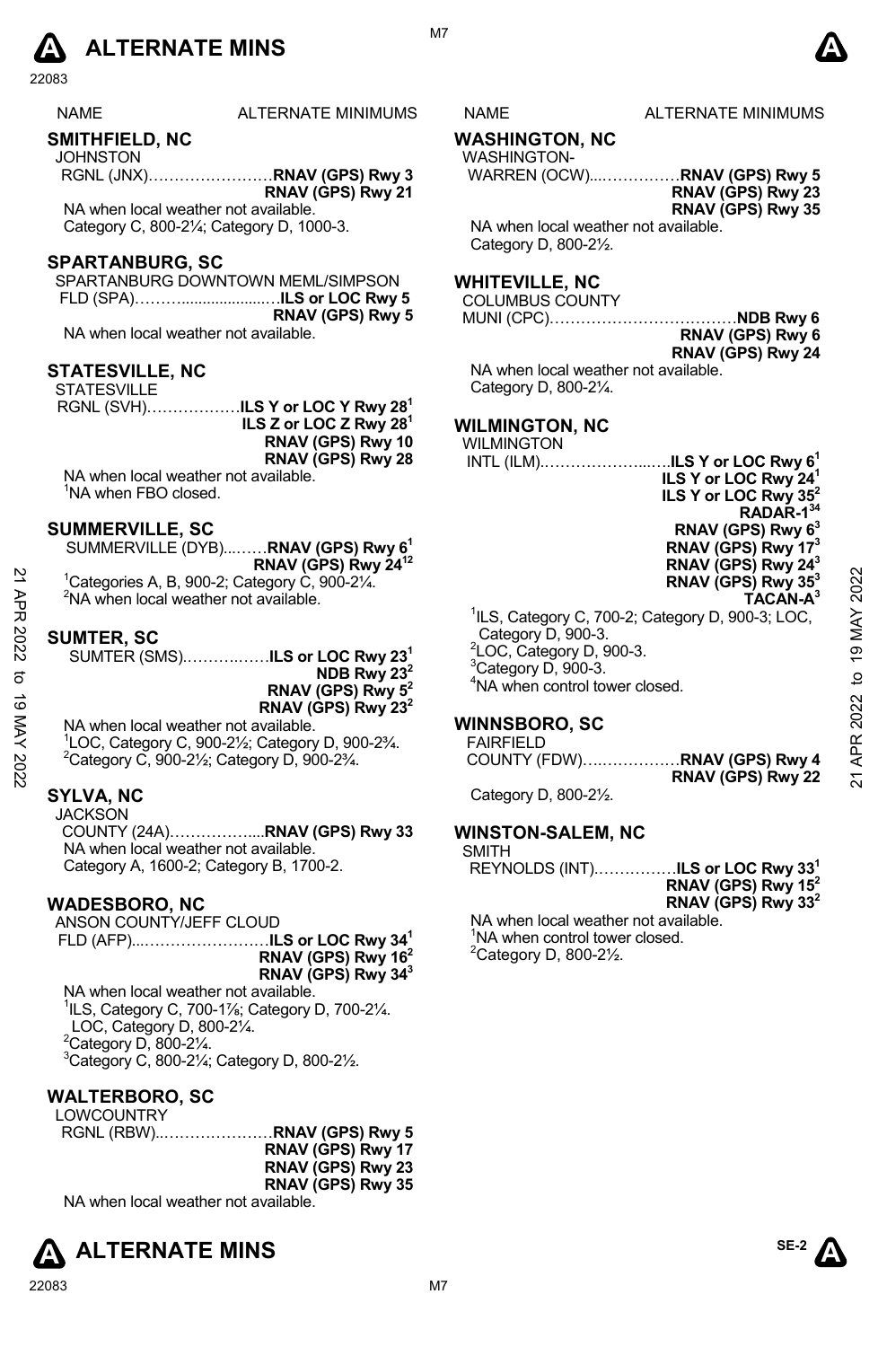# ALTERNATE MINS

NAME — ALTERNATE MINIMUMS

## SMITHFIELD, NC

JOHNSTON
RGNL (JNX)……………………**RNAV (GPS) Rwy 3**
**RNAV (GPS) Rwy 21**

NA when local weather not available.
Category C, 800-2¼; Category D, 1000-3.

## SPARTANBURG, SC

SPARTANBURG DOWNTOWN MEML/SIMPSON
FLD (SPA)……….....................…**ILS or LOC Rwy 5**
**RNAV (GPS) Rwy 5**

NA when local weather not available.

## STATESVILLE, NC

STATESVILLE
RGNL (SVH)………………**ILS Y or LOC Y Rwy 28**[1]
**ILS Z or LOC Z Rwy 28**[1]
**RNAV (GPS) Rwy 10**
**RNAV (GPS) Rwy 28**

NA when local weather not available.
[1]NA when FBO closed.

## SUMMERVILLE, SC

SUMMERVILLE (DYB)...……**RNAV (GPS) Rwy 6**[1]
**RNAV (GPS) Rwy 24**[12]

[1]Categories A, B, 900-2; Category C, 900-2¼.
[2]NA when local weather not available.

## SUMTER, SC

SUMTER (SMS)…………..……**ILS or LOC Rwy 23**[1]
**NDB Rwy 23**[2]
**RNAV (GPS) Rwy 5**[2]
**RNAV (GPS) Rwy 23**[2]

NA when local weather not available.
[1]LOC, Category C, 900-2½; Category D, 900-2¾.
[2]Category C, 900-2½; Category D, 900-2¾.

## SYLVA, NC

JACKSON
COUNTY (24A)……………....**RNAV (GPS) Rwy 33**

NA when local weather not available.
Category A, 1600-2; Category B, 1700-2.

## WADESBORO, NC

ANSON COUNTY/JEFF CLOUD
FLD (AFP)...……………………**ILS or LOC Rwy 34**[1]
**RNAV (GPS) Rwy 16**[2]
**RNAV (GPS) Rwy 34**[3]

NA when local weather not available.
[1]ILS, Category C, 700-1⅞; Category D, 700-2¼.
LOC, Category D, 800-2¼.
[2]Category D, 800-2¼.
[3]Category C, 800-2¼; Category D, 800-2½.

## WALTERBORO, SC

LOWCOUNTRY
RGNL (RBW)...…………………**RNAV (GPS) Rwy 5**
**RNAV (GPS) Rwy 17**
**RNAV (GPS) Rwy 23**
**RNAV (GPS) Rwy 35**

NA when local weather not available.

## WASHINGTON, NC

WASHINGTON-
WARREN (OCW)...……………**RNAV (GPS) Rwy 5**
**RNAV (GPS) Rwy 23**
**RNAV (GPS) Rwy 35**

NA when local weather not available.
Category D, 800-2½.

## WHITEVILLE, NC

COLUMBUS COUNTY
MUNI (CPC)………………………………**NDB Rwy 6**
**RNAV (GPS) Rwy 6**
**RNAV (GPS) Rwy 24**

NA when local weather not available.
Category D, 800-2¼.

## WILMINGTON, NC

WILMINGTON
INTL (ILM).………………...….**ILS Y or LOC Rwy 6**[1]
**ILS Y or LOC Rwy 24**[1]
**ILS Y or LOC Rwy 35**[2]
**RADAR-1**[34]
**RNAV (GPS) Rwy 6**[3]
**RNAV (GPS) Rwy 17**[3]
**RNAV (GPS) Rwy 24**[3]
**RNAV (GPS) Rwy 35**[3]
**TACAN-A**[3]

[1]ILS, Category C, 700-2; Category D, 900-3; LOC, Category D, 900-3.
[2]LOC, Category D, 900-3.
[3]Category D, 900-3.
[4]NA when control tower closed.

## WINNSBORO, SC

FAIRFIELD
COUNTY (FDW)….……………**RNAV (GPS) Rwy 4**
**RNAV (GPS) Rwy 22**

Category D, 800-2½.

## WINSTON-SALEM, NC

SMITH
REYNOLDS (INT).……………**ILS or LOC Rwy 33**[1]
**RNAV (GPS) Rwy 15**[2]
**RNAV (GPS) Rwy 33**[2]

NA when local weather not available.
[1]NA when control tower closed.
[2]Category D, 800-2½.